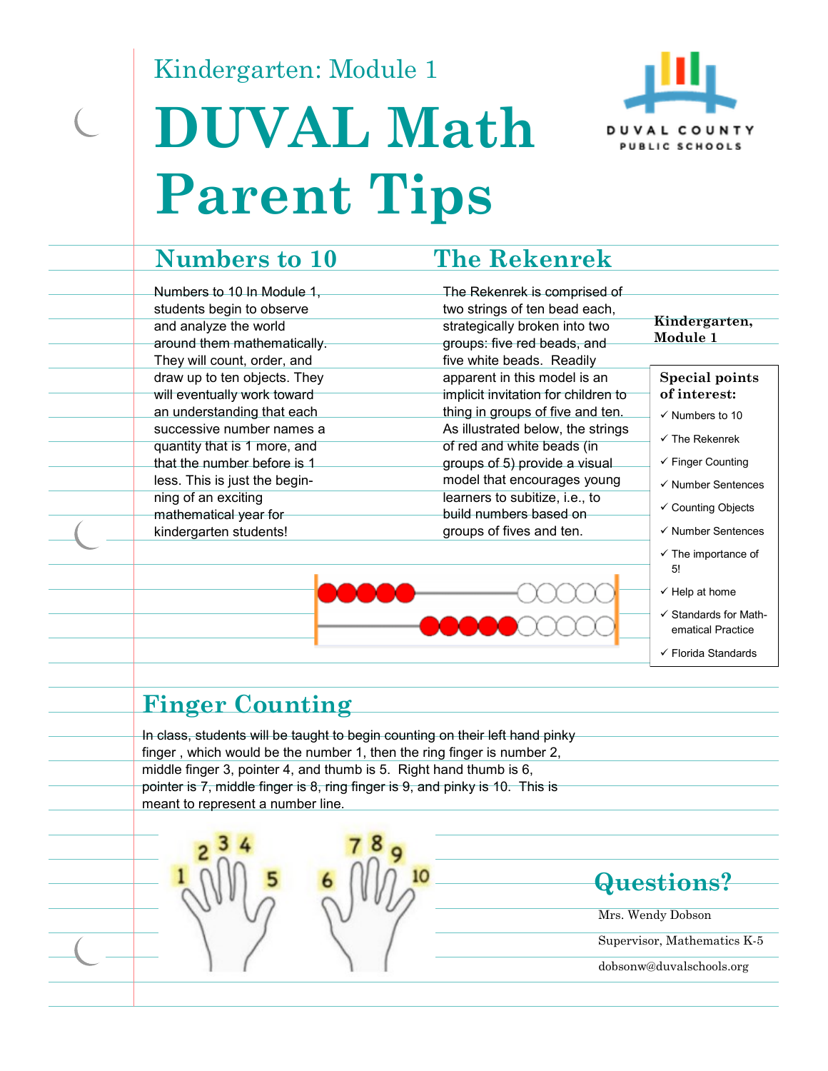Kindergarten: Module 1

# DUVAL Math Parent Tips

DUVAL COUNTY PUBLIC SCHOOLS

## Numbers to 10

Numbers to 10 In Module 1, students begin to observe and analyze the world around them mathematically. They will count, order, and draw up to ten objects. They will eventually work toward an understanding that each successive number names a quantity that is 1 more, and that the number before is 1 less. This is just the beginning of an exciting mathematical year for kindergarten students!

## The Rekenrek

The Rekenrek is comprised of two strings of ten bead each, strategically broken into two groups: five red beads, and five white beads. Readily apparent in this model is an implicit invitation for children to thing in groups of five and ten. As illustrated below, the strings of red and white beads (in groups of 5) provide a visual model that encourages young learners to subitize, i.e., to build numbers based on groups of fives and ten.

**Kindergarten, Module 1**

**Special points of interest:**

- ✓ Numbers to 10
- ✓ The Rekenrek
- ✓ Finger Counting
- ✓ Number Sentences
- ✓ Counting Objects
- ✓ Number Sentences
- ✓ The importance of 5!
- ✓ Help at home
- ✓ Standards for Mathematical Practice
- ✓ Florida Standards

## Finger Counting

In class, students will be taught to begin counting on their left hand pinky finger , which would be the number 1, then the ring finger is number 2, middle finger 3, pointer 4, and thumb is 5. Right hand thumb is 6, pointer is 7, middle finger is 8, ring finger is 9, and pinky is 10. This is meant to represent a number line.

## Questions?

Mrs. Wendy Dobson

Supervisor, Mathematics K-5

dobsonw@duvalschools.org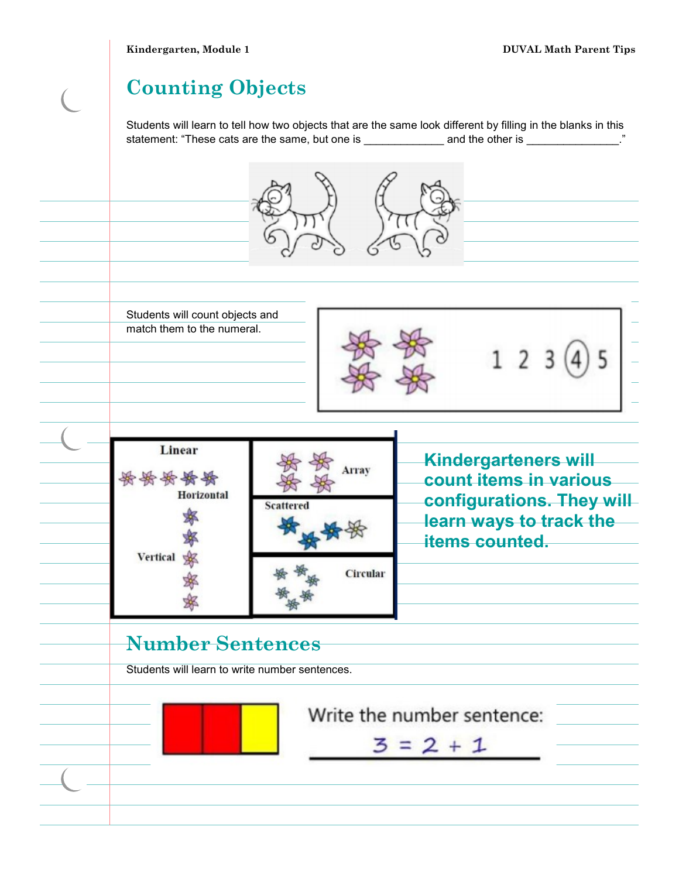# Counting Objects

Students will learn to tell how two objects that are the same look different by filling in the blanks in this statement: "These cats are the same, but one is _____________ and the other is _______________."

Students will count objects and match them to the numeral.

1 2 3 (4) 5

Linear

Horizontal

Vertical

Array

Scattered

Circular

**Kindergarteners will count items in various configurations. They will learn ways to track the items counted.**

# Number Sentences

Students will learn to write number sentences.

Write the number sentence:

$3 = 2 + 1$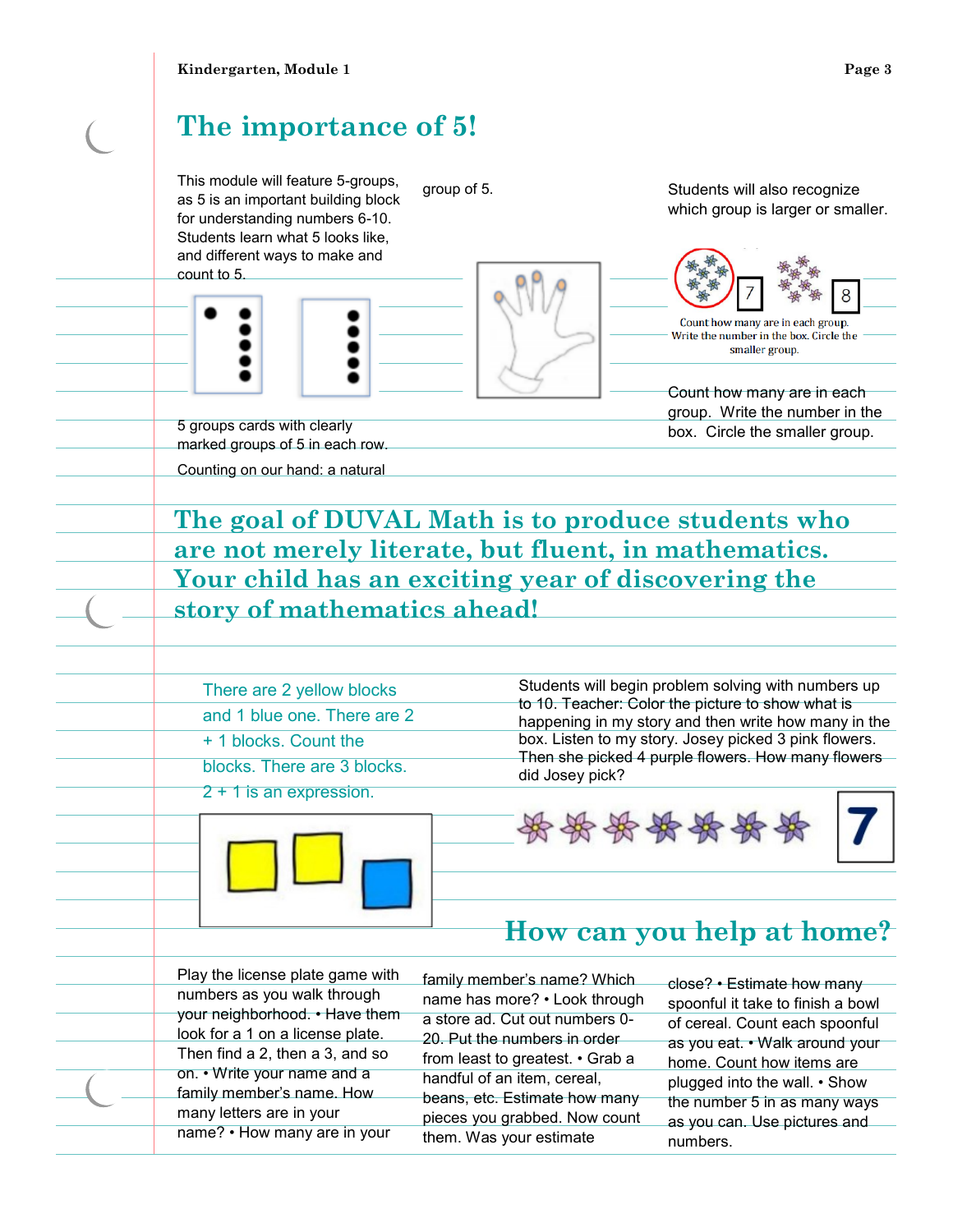# The importance of 5!

This module will feature 5-groups, as 5 is an important building block for understanding numbers 6-10. Students learn what 5 looks like, and different ways to make and count to 5.

5 groups cards with clearly marked groups of 5 in each row.

Counting on our hand: a natural group of 5.

Students will also recognize which group is larger or smaller.

Count how many are in each group. Write the number in the box. Circle the smaller group.

7 8

Count how many are in each group. Write the number in the box. Circle the smaller group.

## The goal of DUVAL Math is to produce students who are not merely literate, but fluent, in mathematics. Your child has an exciting year of discovering the story of mathematics ahead!

There are 2 yellow blocks and 1 blue one. There are 2 + 1 blocks. Count the blocks. There are 3 blocks. 2 + 1 is an expression.

Students will begin problem solving with numbers up to 10. Teacher: Color the picture to show what is happening in my story and then write how many in the box. Listen to my story. Josey picked 3 pink flowers. Then she picked 4 purple flowers. How many flowers did Josey pick?

7

## How can you help at home?

Play the license plate game with numbers as you walk through your neighborhood. • Have them look for a 1 on a license plate. Then find a 2, then a 3, and so on. • Write your name and a family member's name. How many letters are in your name? • How many are in your family member's name? Which name has more? • Look through a store ad. Cut out numbers 0-20. Put the numbers in order from least to greatest. • Grab a handful of an item, cereal, beans, etc. Estimate how many pieces you grabbed. Now count them. Was your estimate close? • Estimate how many spoonful it take to finish a bowl of cereal. Count each spoonful as you eat. • Walk around your home. Count how items are plugged into the wall. • Show the number 5 in as many ways as you can. Use pictures and numbers.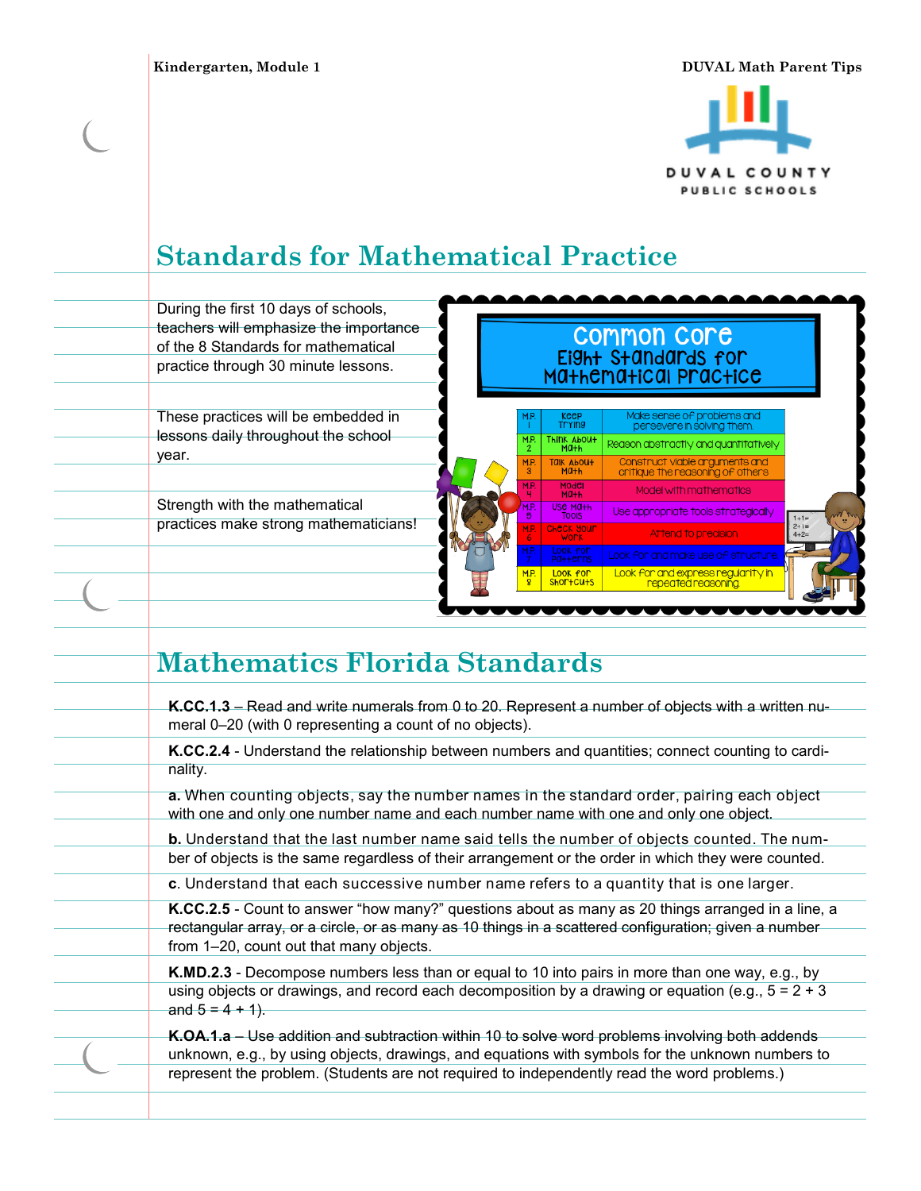## Standards for Mathematical Practice

During the first 10 days of schools, teachers will emphasize the importance of the 8 Standards for mathematical practice through 30 minute lessons.

These practices will be embedded in lessons daily throughout the school year.

Strength with the mathematical practices make strong mathematicians!

**Common Core**
**Eight Standards for Mathematical Practice**

| | | |
|---|---|---|
| M.P. 1 | Keep Trying | Make sense of problems and persevere in solving them. |
| M.P. 2 | Think About Math | Reason abstractly and quantitatively |
| M.P. 3 | Talk About Math | Construct viable arguments and critique the reasoning of others |
| M.P. 4 | Model Math | Model with mathematics |
| M.P. 5 | Use Math Tools | Use appropriate tools strategically |
| M.P. 6 | Check your Work | Attend to precision |
| M.P. 7 | Look for Patterns | Look for and make use of structure |
| M.P. 8 | Look for Shortcuts | Look for and express regularity in repeated reasoning |

## Mathematics Florida Standards

**K.CC.1.3** – Read and write numerals from 0 to 20. Represent a number of objects with a written numeral 0–20 (with 0 representing a count of no objects).

**K.CC.2.4** - Understand the relationship between numbers and quantities; connect counting to cardinality.

**a.** When counting objects, say the number names in the standard order, pairing each object with one and only one number name and each number name with one and only one object.

**b.** Understand that the last number name said tells the number of objects counted. The number of objects is the same regardless of their arrangement or the order in which they were counted.

**c**. Understand that each successive number name refers to a quantity that is one larger.

**K.CC.2.5** - Count to answer "how many?" questions about as many as 20 things arranged in a line, a rectangular array, or a circle, or as many as 10 things in a scattered configuration; given a number from 1–20, count out that many objects.

**K.MD.2.3** - Decompose numbers less than or equal to 10 into pairs in more than one way, e.g., by using objects or drawings, and record each decomposition by a drawing or equation (e.g., $5 = 2 + 3$ and $5 = 4 + 1$).

**K.OA.1.a** – Use addition and subtraction within 10 to solve word problems involving both addends unknown, e.g., by using objects, drawings, and equations with symbols for the unknown numbers to represent the problem. (Students are not required to independently read the word problems.)